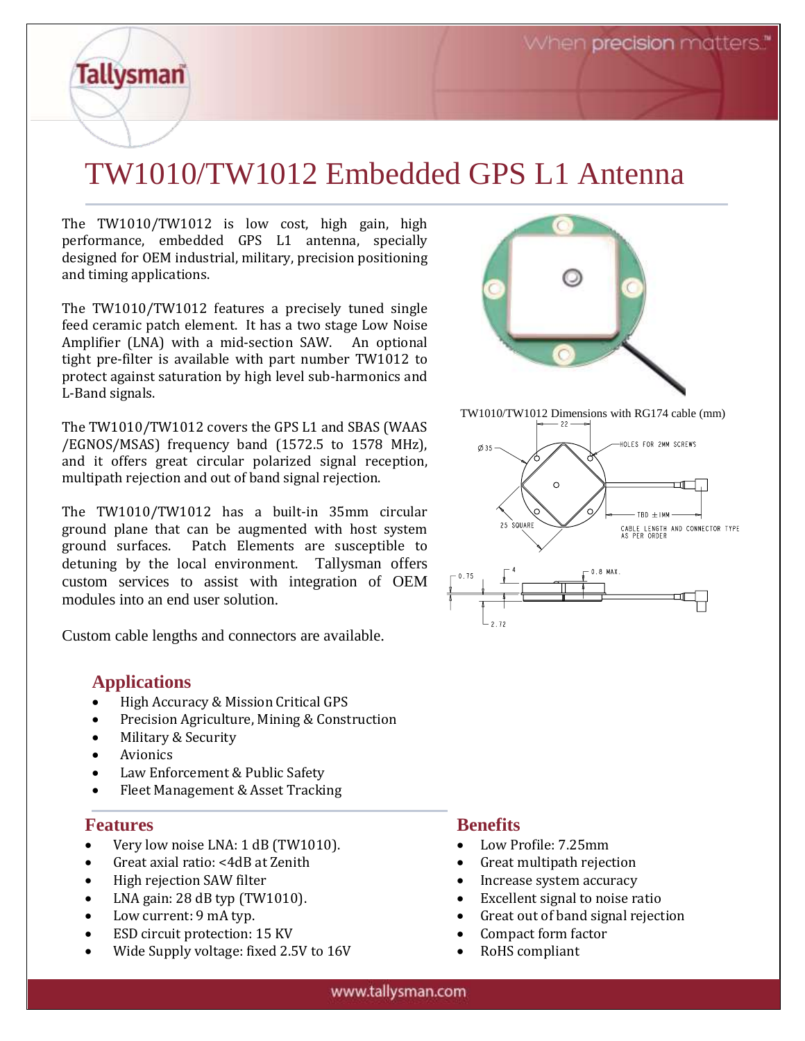# TW1010/TW1012 Embedded GPS L1 Antenna

The TW1010/TW1012 is low cost, high gain, high performance, embedded GPS L1 antenna, specially designed for OEM industrial, military, precision positioning and timing applications.

The TW1010/TW1012 features a precisely tuned single feed ceramic patch element. It has a two stage Low Noise Amplifier (LNA) with a mid-section SAW. An optional tight pre-filter is available with part number TW1012 to protect against saturation by high level sub-harmonics and L-Band signals.

The TW1010/TW1012 covers the GPS L1 and SBAS (WAAS /EGNOS/MSAS) frequency band (1572.5 to 1578 MHz), and it offers great circular polarized signal reception, multipath rejection and out of band signal rejection.

The TW1010/TW1012 has a built-in 35mm circular ground plane that can be augmented with host system ground surfaces. Patch Elements are susceptible to detuning by the local environment. Tallysman offers custom services to assist with integration of OEM modules into an end user solution.

Custom cable lengths and connectors are available.

TW1010/TW1012 Dimensions with RG174 cable (mm)

## Applications

- High Accuracy & Mission Critical GPS
- Precision Agriculture, Mining & Construction
- Military & Security
- Avionics
- Law Enforcement & Public Safety
- Fleet Management & Asset Tracking

## Features

- Very low noise LNA: 1 dB (TW1010).
- Great axial ratio: <4dB at Zenith
- High rejection SAW filter
- LNA gain: 28 dB typ (TW1010).
- Low current: 9 mA typ.
- ESD circuit protection: 15 KV
- Wide Supply voltage: fixed 2.5V to 16V

## Benefits

- Low Profile: 7.25mm
- Great multipath rejection
- Increase system accuracy
- Excellent signal to noise ratio
- Great out of band signal rejection
- Compact form factor
- RoHS compliant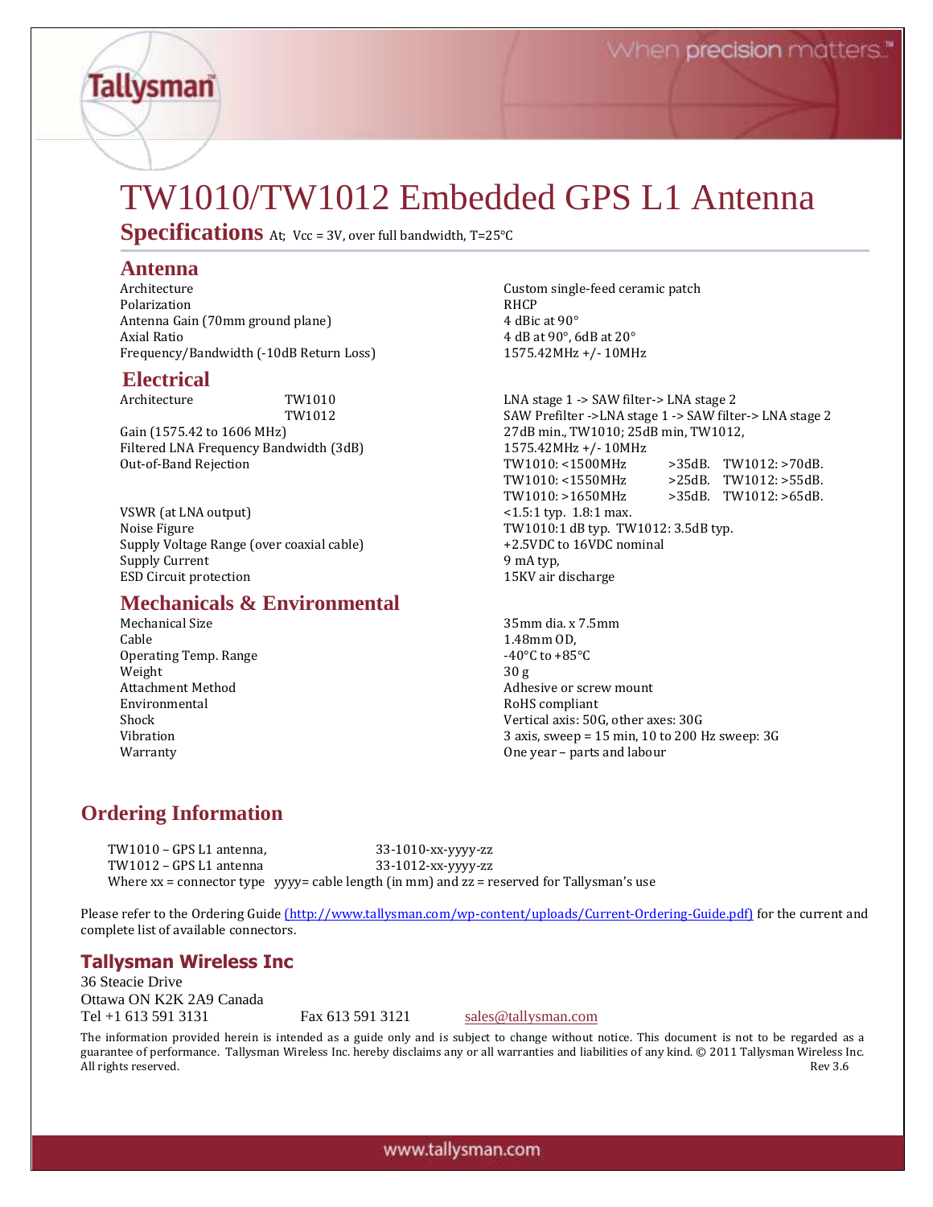# TW1010/TW1012 Embedded GPS L1 Antenna

## Specifications At; Vcc = 3V, over full bandwidth, T=25°C

### Antenna

| | |
|---|---|
| Architecture | Custom single-feed ceramic patch |
| Polarization | RHCP |
| Antenna Gain (70mm ground plane) | 4 dBic at 90° |
| Axial Ratio | 4 dB at 90°, 6dB at 20° |
| Frequency/Bandwidth (-10dB Return Loss) | 1575.42MHz +/- 10MHz |

### Electrical

| | | | | |
|---|---|---|---|---|
| Architecture | TW1010 | LNA stage 1 -> SAW filter-> LNA stage 2 | | |
| | TW1012 | SAW Prefilter ->LNA stage 1 -> SAW filter-> LNA stage 2 | | |
| Gain (1575.42 to 1606 MHz) | | 27dB min., TW1010; 25dB min, TW1012, | | |
| Filtered LNA Frequency Bandwidth (3dB) | | 1575.42MHz +/- 10MHz | | |
| Out-of-Band Rejection | | TW1010: <1500MHz | >35dB. | TW1012: >70dB. |
| | | TW1010: <1550MHz | >25dB. | TW1012: >55dB. |
| | | TW1010: >1650MHz | >35dB. | TW1012: >65dB. |
| VSWR (at LNA output) | | <1.5:1 typ. 1.8:1 max. | | |
| Noise Figure | | TW1010:1 dB typ. TW1012: 3.5dB typ. | | |
| Supply Voltage Range (over coaxial cable) | | +2.5VDC to 16VDC nominal | | |
| Supply Current | | 9 mA typ, | | |
| ESD Circuit protection | | 15KV air discharge | | |

### Mechanicals & Environmental

| | |
|---|---|
| Mechanical Size | 35mm dia. x 7.5mm |
| Cable | 1.48mm OD, |
| Operating Temp. Range | -40°C to +85°C |
| Weight | 30 g |
| Attachment Method | Adhesive or screw mount |
| Environmental | RoHS compliant |
| Shock | Vertical axis: 50G, other axes: 30G |
| Vibration | 3 axis, sweep = 15 min, 10 to 200 Hz sweep: 3G |
| Warranty | One year – parts and labour |

## Ordering Information

| | |
|---|---|
| TW1010 – GPS L1 antenna, | 33-1010-xx-yyyy-zz |
| TW1012 – GPS L1 antenna | 33-1012-xx-yyyy-zz |

Where xx = connector type yyyy= cable length (in mm) and zz = reserved for Tallysman's use

Please refer to the Ordering Guide (http://www.tallysman.com/wp-content/uploads/Current-Ordering-Guide.pdf) for the current and complete list of available connectors.

## Tallysman Wireless Inc

36 Steacie Drive
Ottawa ON K2K 2A9 Canada
Tel +1 613 591 3131 Fax 613 591 3121 sales@tallysman.com

The information provided herein is intended as a guide only and is subject to change without notice. This document is not to be regarded as a guarantee of performance. Tallysman Wireless Inc. hereby disclaims any or all warranties and liabilities of any kind. © 2011 Tallysman Wireless Inc. All rights reserved. Rev 3.6